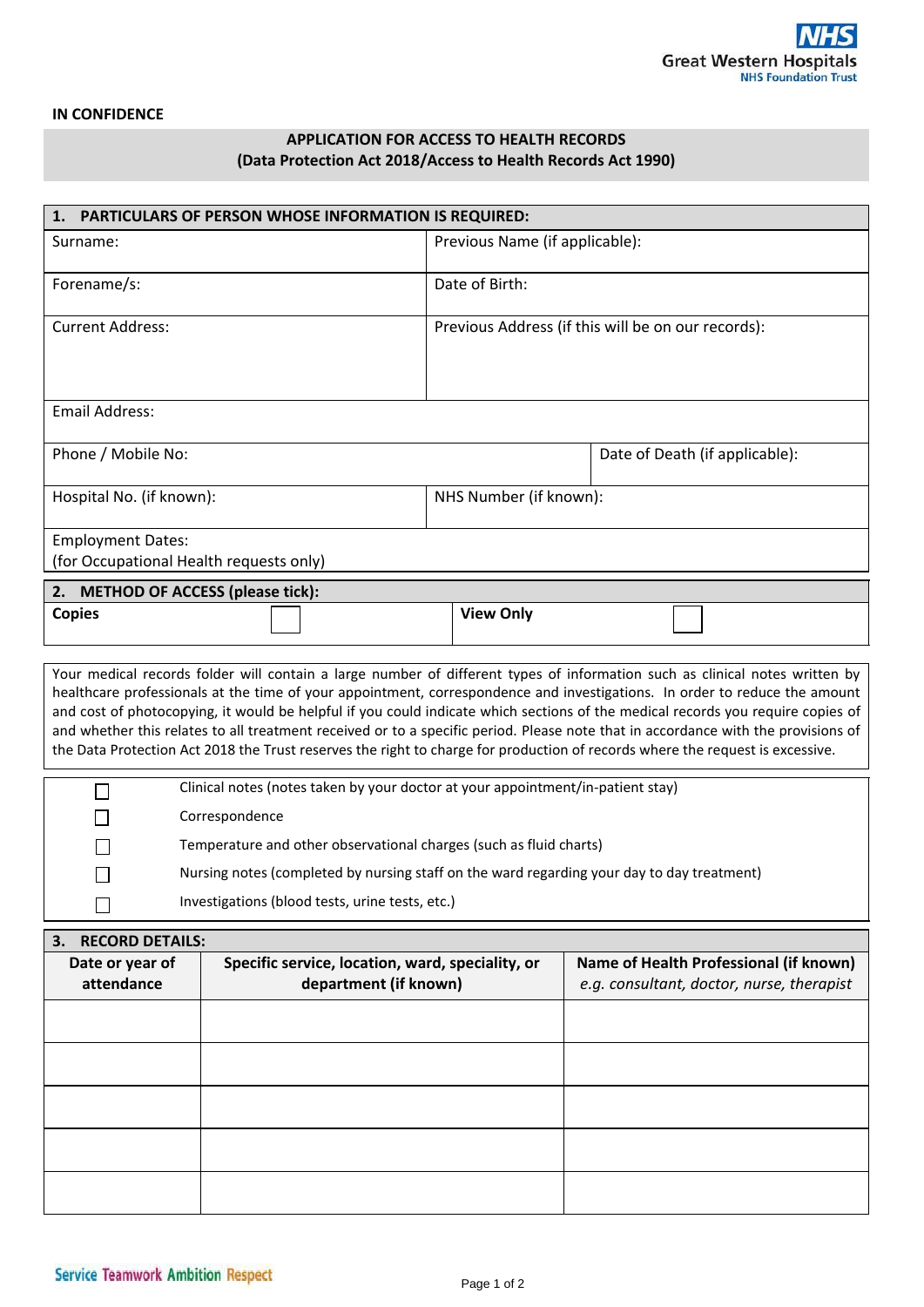NHS
Great Western Hospitals
NHS Foundation Trust

**IN CONFIDENCE**

## APPLICATION FOR ACCESS TO HEALTH RECORDS
## (Data Protection Act 2018/Access to Health Records Act 1990)

### 1. PARTICULARS OF PERSON WHOSE INFORMATION IS REQUIRED:

| | |
|---|---|
| Surname: | Previous Name (if applicable): |
| Forename/s: | Date of Birth: |
| Current Address: | Previous Address (if this will be on our records): |
| Email Address: | |
| Phone / Mobile No: | Date of Death (if applicable): |
| Hospital No. (if known): | NHS Number (if known): |
| Employment Dates:<br>(for Occupational Health requests only) | |

### 2. METHOD OF ACCESS (please tick):

| | | | |
|---|---|---|---|
| **Copies** | ☐ | **View Only** | ☐ |

Your medical records folder will contain a large number of different types of information such as clinical notes written by healthcare professionals at the time of your appointment, correspondence and investigations. In order to reduce the amount and cost of photocopying, it would be helpful if you could indicate which sections of the medical records you require copies of and whether this relates to all treatment received or to a specific period. Please note that in accordance with the provisions of the Data Protection Act 2018 the Trust reserves the right to charge for production of records where the request is excessive.

- ☐ Clinical notes (notes taken by your doctor at your appointment/in-patient stay)
- ☐ Correspondence
- ☐ Temperature and other observational charges (such as fluid charts)
- ☐ Nursing notes (completed by nursing staff on the ward regarding your day to day treatment)
- ☐ Investigations (blood tests, urine tests, etc.)

### 3. RECORD DETAILS:

| Date or year of attendance | Specific service, location, ward, speciality, or department (if known) | Name of Health Professional (if known) *e.g. consultant, doctor, nurse, therapist* |
|---|---|---|
| | | |
| | | |
| | | |
| | | |
| | | |

Service Teamwork Ambition Respect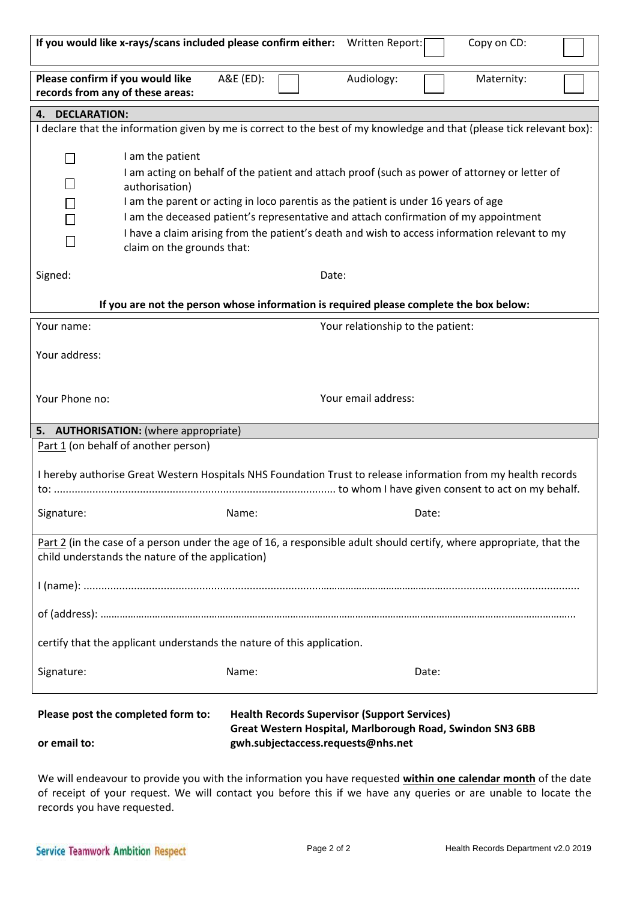**If you would like x-rays/scans included please confirm either:** Written Report: ☐ Copy on CD: ☐

**Please confirm if you would like records from any of these areas:** A&E (ED): ☐ Audiology: ☐ Maternity: ☐

## 4. DECLARATION:

I declare that the information given by me is correct to the best of my knowledge and that (please tick relevant box):

- ☐ I am the patient
- ☐ I am acting on behalf of the patient and attach proof (such as power of attorney or letter of authorisation)
- ☐ I am the parent or acting in loco parentis as the patient is under 16 years of age
- ☐ I am the deceased patient's representative and attach confirmation of my appointment
- ☐ I have a claim arising from the patient's death and wish to access information relevant to my claim on the grounds that:

Signed: Date:

**If you are not the person whose information is required please complete the box below:**

Your name: Your relationship to the patient:

Your address:

Your Phone no: Your email address:

## 5. AUTHORISATION: (where appropriate)

Part 1 (on behalf of another person)

I hereby authorise Great Western Hospitals NHS Foundation Trust to release information from my health records to: ............................................................................................ to whom I have given consent to act on my behalf.

Signature: Name: Date:

Part 2 (in the case of a person under the age of 16, a responsible adult should certify, where appropriate, that the child understands the nature of the application)

I (name): ..........................................................................................................................................................

of (address): ……………………………………………………………………………………………………………………………………………..

certify that the applicant understands the nature of this application.

Signature: Name: Date:

**Please post the completed form to:** **Health Records Supervisor (Support Services)**
**Great Western Hospital, Marlborough Road, Swindon SN3 6BB**

**or email to:** **gwh.subjectaccess.requests@nhs.net**

We will endeavour to provide you with the information you have requested **within one calendar month** of the date of receipt of your request. We will contact you before this if we have any queries or are unable to locate the records you have requested.

Service Teamwork Ambition Respect

Health Records Department v2.0 2019